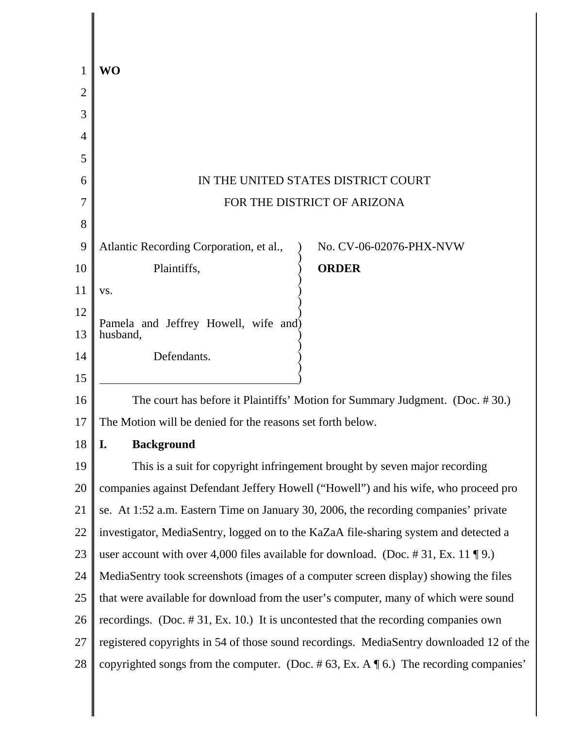**WO**

IN THE UNITED STATES DISTRICT COURT

FOR THE DISTRICT OF ARIZONA

| | |
|---|---|
| Atlantic Recording Corporation, et al., | No. CV-06-02076-PHX-NVW |
| Plaintiffs, | **ORDER** |
| vs. | |
| Pamela and Jeffrey Howell, wife and husband, | |
| Defendants. | |

The court has before it Plaintiffs' Motion for Summary Judgment. (Doc. # 30.) The Motion will be denied for the reasons set forth below.

## I. Background

This is a suit for copyright infringement brought by seven major recording companies against Defendant Jeffery Howell ("Howell") and his wife, who proceed pro se. At 1:52 a.m. Eastern Time on January 30, 2006, the recording companies' private investigator, MediaSentry, logged on to the KaZaA file-sharing system and detected a user account with over 4,000 files available for download. (Doc. # 31, Ex. 11 ¶ 9.) MediaSentry took screenshots (images of a computer screen display) showing the files that were available for download from the user's computer, many of which were sound recordings. (Doc. # 31, Ex. 10.) It is uncontested that the recording companies own registered copyrights in 54 of those sound recordings. MediaSentry downloaded 12 of the copyrighted songs from the computer. (Doc. # 63, Ex. A ¶ 6.) The recording companies'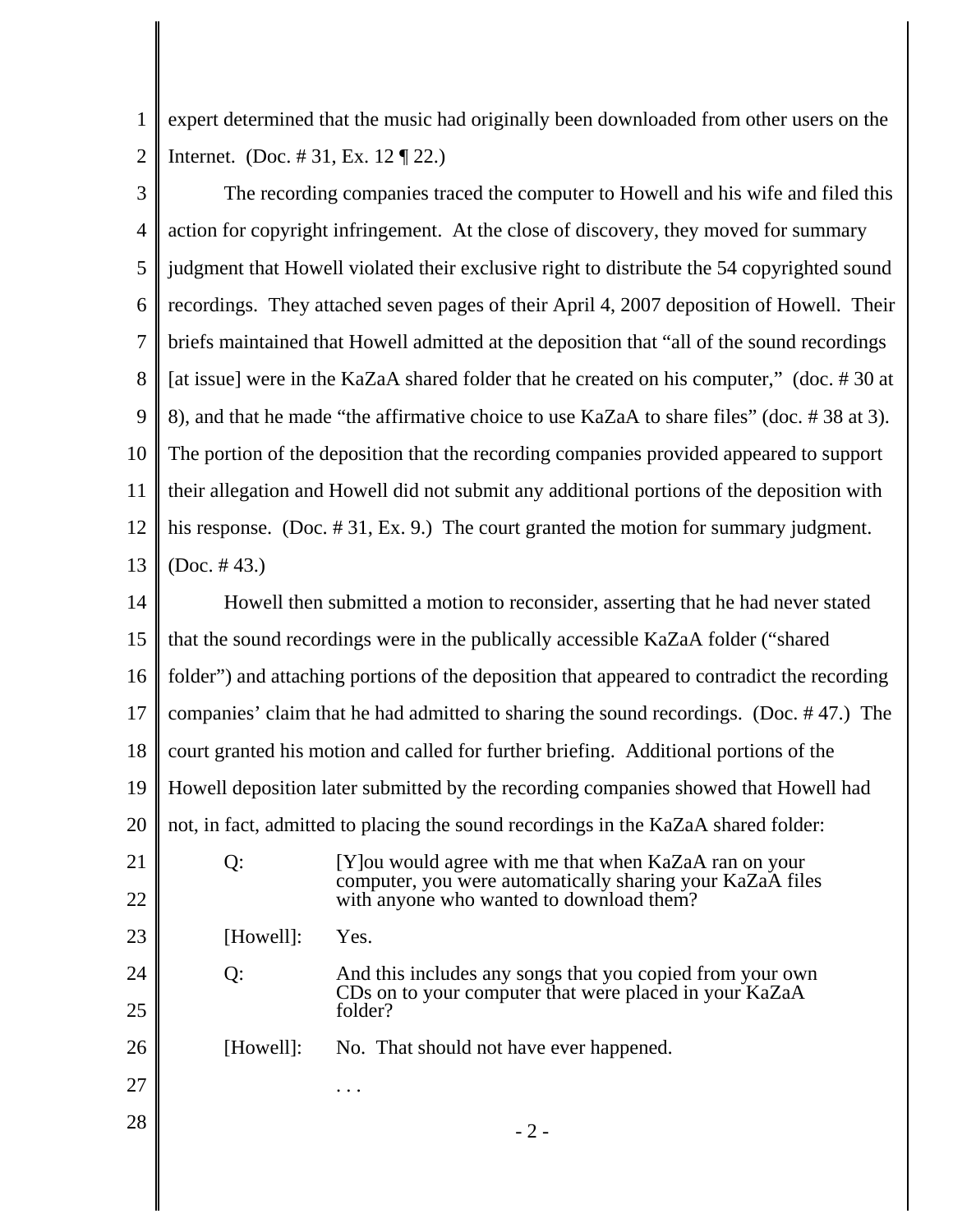expert determined that the music had originally been downloaded from other users on the Internet. (Doc. # 31, Ex. 12 ¶ 22.)

The recording companies traced the computer to Howell and his wife and filed this action for copyright infringement. At the close of discovery, they moved for summary judgment that Howell violated their exclusive right to distribute the 54 copyrighted sound recordings. They attached seven pages of their April 4, 2007 deposition of Howell. Their briefs maintained that Howell admitted at the deposition that "all of the sound recordings [at issue] were in the KaZaA shared folder that he created on his computer," (doc. # 30 at 8), and that he made "the affirmative choice to use KaZaA to share files" (doc. # 38 at 3). The portion of the deposition that the recording companies provided appeared to support their allegation and Howell did not submit any additional portions of the deposition with his response. (Doc. # 31, Ex. 9.) The court granted the motion for summary judgment. (Doc. # 43.)

Howell then submitted a motion to reconsider, asserting that he had never stated that the sound recordings were in the publically accessible KaZaA folder ("shared folder") and attaching portions of the deposition that appeared to contradict the recording companies' claim that he had admitted to sharing the sound recordings. (Doc. # 47.) The court granted his motion and called for further briefing. Additional portions of the Howell deposition later submitted by the recording companies showed that Howell had not, in fact, admitted to placing the sound recordings in the KaZaA shared folder:

> Q: [Y]ou would agree with me that when KaZaA ran on your computer, you were automatically sharing your KaZaA files with anyone who wanted to download them?
>
> [Howell]: Yes.
>
> Q: And this includes any songs that you copied from your own CDs on to your computer that were placed in your KaZaA folder?
>
> [Howell]: No. That should not have ever happened.
>
> . . .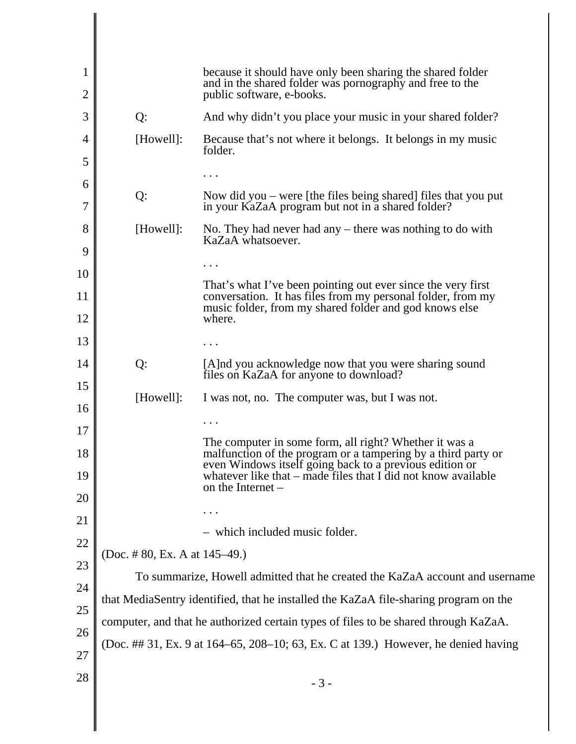because it should have only been sharing the shared folder and in the shared folder was pornography and free to the public software, e-books.

Q: And why didn't you place your music in your shared folder?

[Howell]: Because that's not where it belongs. It belongs in my music folder.

. . .

Q: Now did you – were [the files being shared] files that you put in your KaZaA program but not in a shared folder?

[Howell]: No. They had never had any – there was nothing to do with KaZaA whatsoever.

. . .

That's what I've been pointing out ever since the very first conversation. It has files from my personal folder, from my music folder, from my shared folder and god knows else where.

. . .

Q: [A]nd you acknowledge now that you were sharing sound files on KaZaA for anyone to download?

[Howell]: I was not, no. The computer was, but I was not.

. . .

The computer in some form, all right? Whether it was a malfunction of the program or a tampering by a third party or even Windows itself going back to a previous edition or whatever like that – made files that I did not know available on the Internet –

. . .

– which included music folder.

(Doc. # 80, Ex. A at 145–49.)

To summarize, Howell admitted that he created the KaZaA account and username that MediaSentry identified, that he installed the KaZaA file-sharing program on the computer, and that he authorized certain types of files to be shared through KaZaA. (Doc. ## 31, Ex. 9 at 164–65, 208–10; 63, Ex. C at 139.) However, he denied having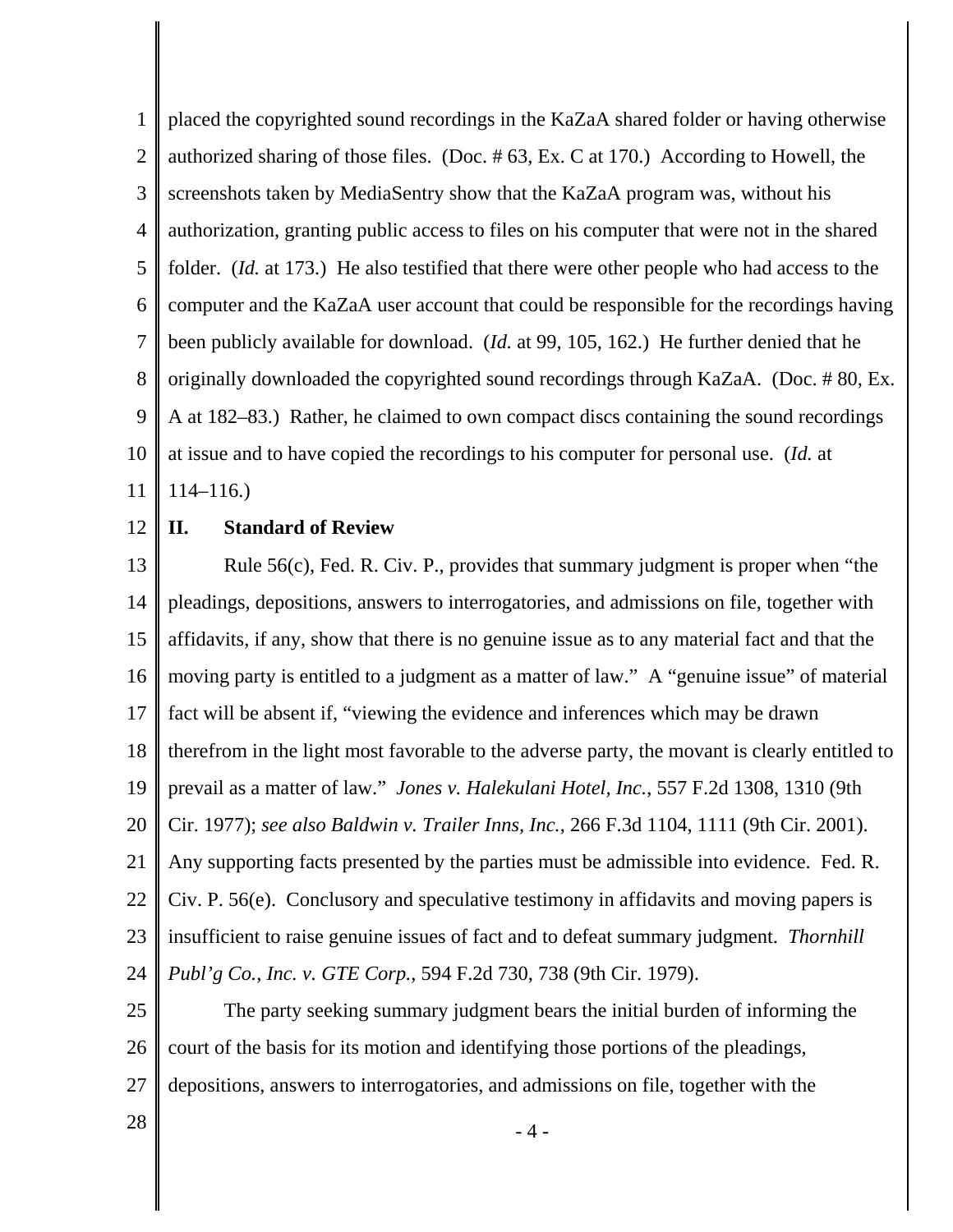placed the copyrighted sound recordings in the KaZaA shared folder or having otherwise authorized sharing of those files. (Doc. # 63, Ex. C at 170.) According to Howell, the screenshots taken by MediaSentry show that the KaZaA program was, without his authorization, granting public access to files on his computer that were not in the shared folder. (*Id.* at 173.) He also testified that there were other people who had access to the computer and the KaZaA user account that could be responsible for the recordings having been publicly available for download. (*Id.* at 99, 105, 162.) He further denied that he originally downloaded the copyrighted sound recordings through KaZaA. (Doc. # 80, Ex. A at 182–83.) Rather, he claimed to own compact discs containing the sound recordings at issue and to have copied the recordings to his computer for personal use. (*Id.* at 114–116.)

## II. Standard of Review

Rule 56(c), Fed. R. Civ. P., provides that summary judgment is proper when "the pleadings, depositions, answers to interrogatories, and admissions on file, together with affidavits, if any, show that there is no genuine issue as to any material fact and that the moving party is entitled to a judgment as a matter of law." A "genuine issue" of material fact will be absent if, "viewing the evidence and inferences which may be drawn therefrom in the light most favorable to the adverse party, the movant is clearly entitled to prevail as a matter of law." *Jones v. Halekulani Hotel, Inc.*, 557 F.2d 1308, 1310 (9th Cir. 1977); *see also Baldwin v. Trailer Inns, Inc.*, 266 F.3d 1104, 1111 (9th Cir. 2001). Any supporting facts presented by the parties must be admissible into evidence. Fed. R. Civ. P. 56(e). Conclusory and speculative testimony in affidavits and moving papers is insufficient to raise genuine issues of fact and to defeat summary judgment. *Thornhill Publ'g Co., Inc. v. GTE Corp.*, 594 F.2d 730, 738 (9th Cir. 1979).

The party seeking summary judgment bears the initial burden of informing the court of the basis for its motion and identifying those portions of the pleadings, depositions, answers to interrogatories, and admissions on file, together with the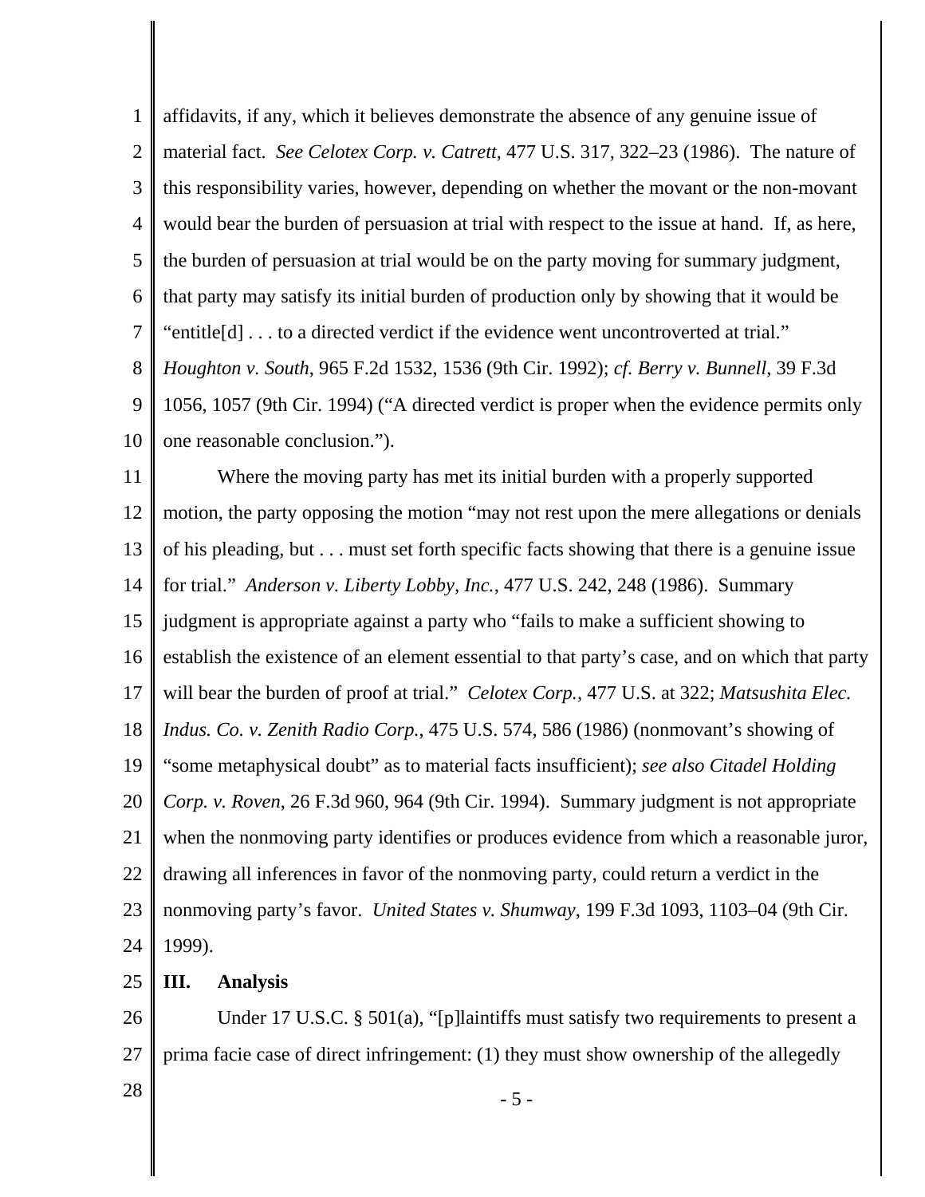affidavits, if any, which it believes demonstrate the absence of any genuine issue of material fact. *See Celotex Corp. v. Catrett*, 477 U.S. 317, 322–23 (1986). The nature of this responsibility varies, however, depending on whether the movant or the non-movant would bear the burden of persuasion at trial with respect to the issue at hand. If, as here, the burden of persuasion at trial would be on the party moving for summary judgment, that party may satisfy its initial burden of production only by showing that it would be "entitle[d] . . . to a directed verdict if the evidence went uncontroverted at trial." *Houghton v. South*, 965 F.2d 1532, 1536 (9th Cir. 1992); *cf. Berry v. Bunnell*, 39 F.3d 1056, 1057 (9th Cir. 1994) ("A directed verdict is proper when the evidence permits only one reasonable conclusion.").

Where the moving party has met its initial burden with a properly supported motion, the party opposing the motion "may not rest upon the mere allegations or denials of his pleading, but . . . must set forth specific facts showing that there is a genuine issue for trial." *Anderson v. Liberty Lobby, Inc.*, 477 U.S. 242, 248 (1986). Summary judgment is appropriate against a party who "fails to make a sufficient showing to establish the existence of an element essential to that party's case, and on which that party will bear the burden of proof at trial." *Celotex Corp.*, 477 U.S. at 322; *Matsushita Elec. Indus. Co. v. Zenith Radio Corp.*, 475 U.S. 574, 586 (1986) (nonmovant's showing of "some metaphysical doubt" as to material facts insufficient); *see also Citadel Holding Corp. v. Roven*, 26 F.3d 960, 964 (9th Cir. 1994). Summary judgment is not appropriate when the nonmoving party identifies or produces evidence from which a reasonable juror, drawing all inferences in favor of the nonmoving party, could return a verdict in the nonmoving party's favor. *United States v. Shumway*, 199 F.3d 1093, 1103–04 (9th Cir. 1999).

## III. Analysis

Under 17 U.S.C. § 501(a), "[p]laintiffs must satisfy two requirements to present a prima facie case of direct infringement: (1) they must show ownership of the allegedly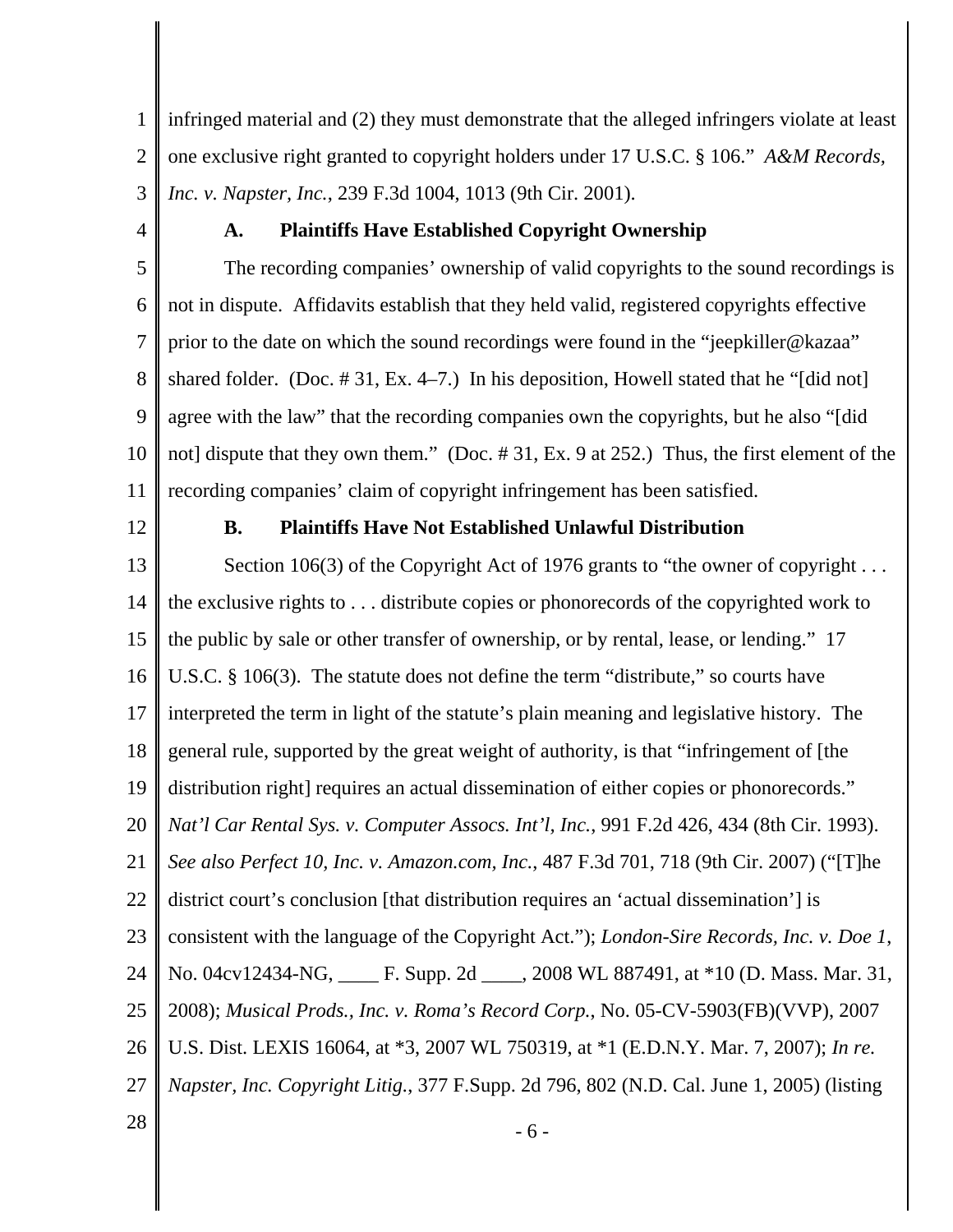infringed material and (2) they must demonstrate that the alleged infringers violate at least one exclusive right granted to copyright holders under 17 U.S.C. § 106." *A&M Records, Inc. v. Napster, Inc.*, 239 F.3d 1004, 1013 (9th Cir. 2001).

### A. Plaintiffs Have Established Copyright Ownership

The recording companies' ownership of valid copyrights to the sound recordings is not in dispute. Affidavits establish that they held valid, registered copyrights effective prior to the date on which the sound recordings were found in the "jeepkiller@kazaa" shared folder. (Doc. # 31, Ex. 4–7.) In his deposition, Howell stated that he "[did not] agree with the law" that the recording companies own the copyrights, but he also "[did not] dispute that they own them." (Doc. # 31, Ex. 9 at 252.) Thus, the first element of the recording companies' claim of copyright infringement has been satisfied.

### B. Plaintiffs Have Not Established Unlawful Distribution

Section 106(3) of the Copyright Act of 1976 grants to "the owner of copyright . . . the exclusive rights to . . . distribute copies or phonorecords of the copyrighted work to the public by sale or other transfer of ownership, or by rental, lease, or lending." 17 U.S.C. § 106(3). The statute does not define the term "distribute," so courts have interpreted the term in light of the statute's plain meaning and legislative history. The general rule, supported by the great weight of authority, is that "infringement of [the distribution right] requires an actual dissemination of either copies or phonorecords." *Nat'l Car Rental Sys. v. Computer Assocs. Int'l, Inc.*, 991 F.2d 426, 434 (8th Cir. 1993). *See also Perfect 10, Inc. v. Amazon.com, Inc.*, 487 F.3d 701, 718 (9th Cir. 2007) ("[T]he district court's conclusion [that distribution requires an 'actual dissemination'] is consistent with the language of the Copyright Act."); *London-Sire Records, Inc. v. Doe 1*, No. 04cv12434-NG, ____ F. Supp. 2d ____, 2008 WL 887491, at *10 (D. Mass. Mar. 31, 2008); *Musical Prods., Inc. v. Roma's Record Corp.*, No. 05-CV-5903(FB)(VVP), 2007 U.S. Dist. LEXIS 16064, at *3, 2007 WL 750319, at *1 (E.D.N.Y. Mar. 7, 2007); *In re. Napster, Inc. Copyright Litig.*, 377 F.Supp. 2d 796, 802 (N.D. Cal. June 1, 2005) (listing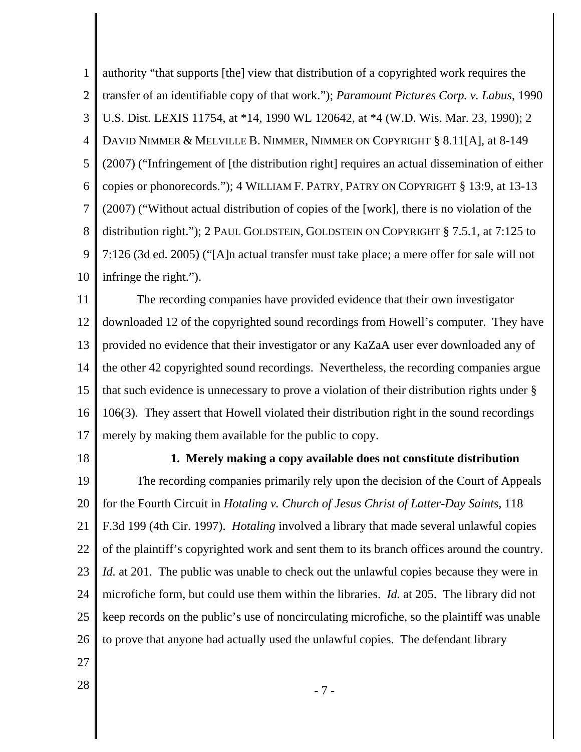authority "that supports [the] view that distribution of a copyrighted work requires the transfer of an identifiable copy of that work."); *Paramount Pictures Corp. v. Labus*, 1990 U.S. Dist. LEXIS 11754, at *14, 1990 WL 120642, at *4 (W.D. Wis. Mar. 23, 1990); 2 DAVID NIMMER & MELVILLE B. NIMMER, NIMMER ON COPYRIGHT § 8.11[A], at 8-149 (2007) ("Infringement of [the distribution right] requires an actual dissemination of either copies or phonorecords."); 4 WILLIAM F. PATRY, PATRY ON COPYRIGHT § 13:9, at 13-13 (2007) ("Without actual distribution of copies of the [work], there is no violation of the distribution right."); 2 PAUL GOLDSTEIN, GOLDSTEIN ON COPYRIGHT § 7.5.1, at 7:125 to 7:126 (3d ed. 2005) ("[A]n actual transfer must take place; a mere offer for sale will not infringe the right.").

The recording companies have provided evidence that their own investigator downloaded 12 of the copyrighted sound recordings from Howell's computer. They have provided no evidence that their investigator or any KaZaA user ever downloaded any of the other 42 copyrighted sound recordings. Nevertheless, the recording companies argue that such evidence is unnecessary to prove a violation of their distribution rights under § 106(3). They assert that Howell violated their distribution right in the sound recordings merely by making them available for the public to copy.

**1. Merely making a copy available does not constitute distribution**

The recording companies primarily rely upon the decision of the Court of Appeals for the Fourth Circuit in *Hotaling v. Church of Jesus Christ of Latter-Day Saints*, 118 F.3d 199 (4th Cir. 1997). *Hotaling* involved a library that made several unlawful copies of the plaintiff's copyrighted work and sent them to its branch offices around the country. *Id.* at 201. The public was unable to check out the unlawful copies because they were in microfiche form, but could use them within the libraries. *Id.* at 205. The library did not keep records on the public's use of noncirculating microfiche, so the plaintiff was unable to prove that anyone had actually used the unlawful copies. The defendant library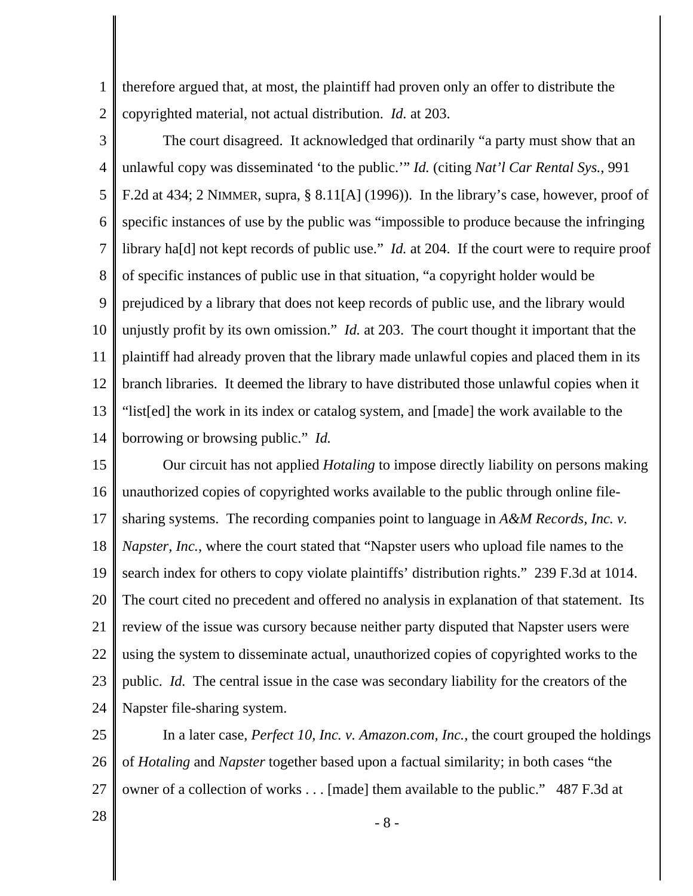therefore argued that, at most, the plaintiff had proven only an offer to distribute the copyrighted material, not actual distribution. *Id.* at 203.

The court disagreed. It acknowledged that ordinarily "a party must show that an unlawful copy was disseminated 'to the public.'" *Id.* (citing *Nat'l Car Rental Sys.*, 991 F.2d at 434; 2 NIMMER, supra, § 8.11[A] (1996)). In the library's case, however, proof of specific instances of use by the public was "impossible to produce because the infringing library ha[d] not kept records of public use." *Id.* at 204. If the court were to require proof of specific instances of public use in that situation, "a copyright holder would be prejudiced by a library that does not keep records of public use, and the library would unjustly profit by its own omission." *Id.* at 203. The court thought it important that the plaintiff had already proven that the library made unlawful copies and placed them in its branch libraries. It deemed the library to have distributed those unlawful copies when it "list[ed] the work in its index or catalog system, and [made] the work available to the borrowing or browsing public." *Id.*

Our circuit has not applied *Hotaling* to impose directly liability on persons making unauthorized copies of copyrighted works available to the public through online file-sharing systems. The recording companies point to language in *A&M Records, Inc. v. Napster, Inc.*, where the court stated that "Napster users who upload file names to the search index for others to copy violate plaintiffs' distribution rights." 239 F.3d at 1014. The court cited no precedent and offered no analysis in explanation of that statement. Its review of the issue was cursory because neither party disputed that Napster users were using the system to disseminate actual, unauthorized copies of copyrighted works to the public. *Id.* The central issue in the case was secondary liability for the creators of the Napster file-sharing system.

In a later case, *Perfect 10, Inc. v. Amazon.com, Inc.*, the court grouped the holdings of *Hotaling* and *Napster* together based upon a factual similarity; in both cases "the owner of a collection of works . . . [made] them available to the public." 487 F.3d at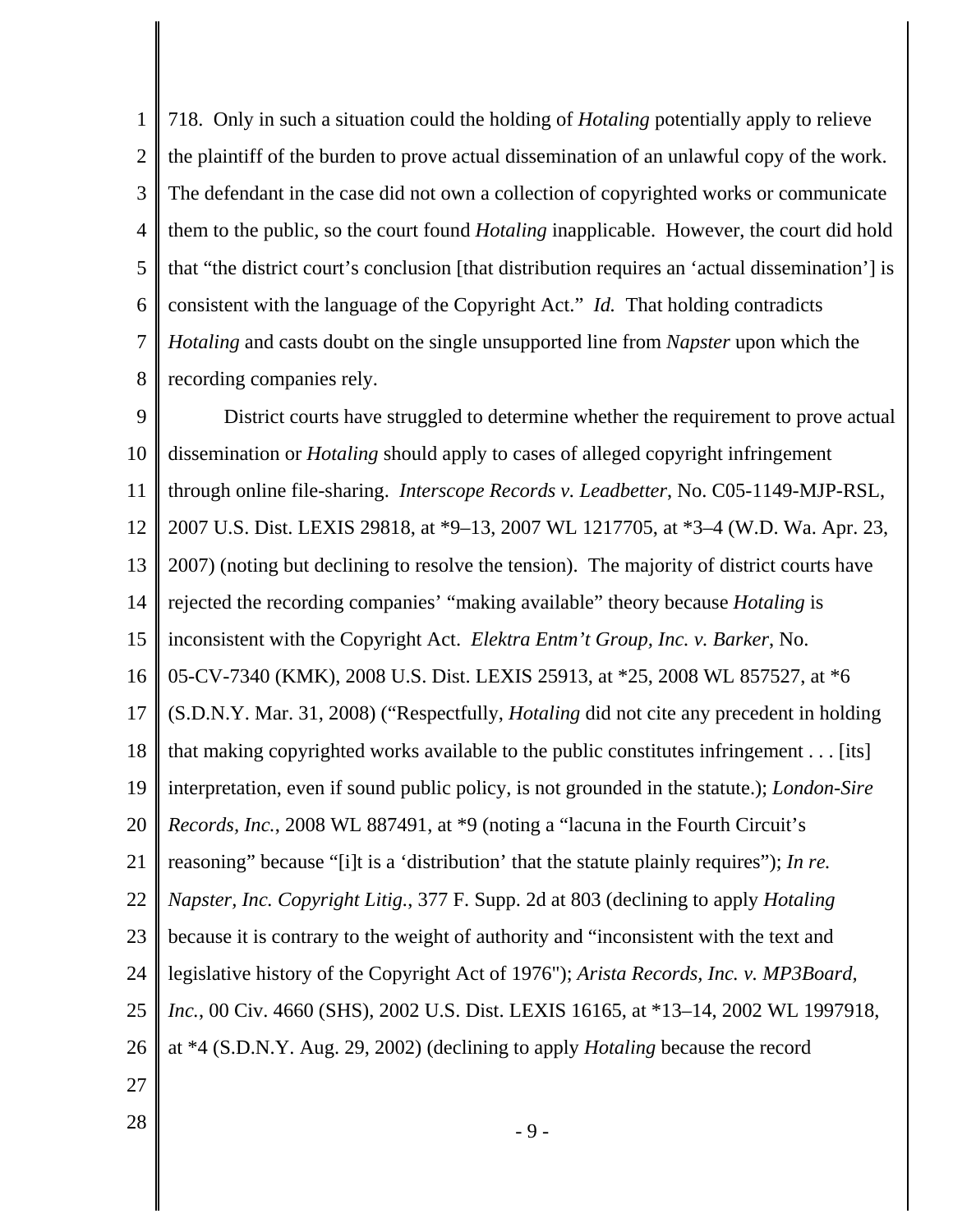718. Only in such a situation could the holding of *Hotaling* potentially apply to relieve the plaintiff of the burden to prove actual dissemination of an unlawful copy of the work. The defendant in the case did not own a collection of copyrighted works or communicate them to the public, so the court found *Hotaling* inapplicable. However, the court did hold that "the district court's conclusion [that distribution requires an 'actual dissemination'] is consistent with the language of the Copyright Act." *Id.* That holding contradicts *Hotaling* and casts doubt on the single unsupported line from *Napster* upon which the recording companies rely.

District courts have struggled to determine whether the requirement to prove actual dissemination or *Hotaling* should apply to cases of alleged copyright infringement through online file-sharing. *Interscope Records v. Leadbetter*, No. C05-1149-MJP-RSL, 2007 U.S. Dist. LEXIS 29818, at *9–13, 2007 WL 1217705, at *3–4 (W.D. Wa. Apr. 23, 2007) (noting but declining to resolve the tension). The majority of district courts have rejected the recording companies' "making available" theory because *Hotaling* is inconsistent with the Copyright Act. *Elektra Entm't Group, Inc. v. Barker*, No. 05-CV-7340 (KMK), 2008 U.S. Dist. LEXIS 25913, at *25, 2008 WL 857527, at *6 (S.D.N.Y. Mar. 31, 2008) ("Respectfully, *Hotaling* did not cite any precedent in holding that making copyrighted works available to the public constitutes infringement . . . [its] interpretation, even if sound public policy, is not grounded in the statute.); *London-Sire Records, Inc.*, 2008 WL 887491, at *9 (noting a "lacuna in the Fourth Circuit's reasoning" because "[i]t is a 'distribution' that the statute plainly requires"); *In re. Napster, Inc. Copyright Litig.*, 377 F. Supp. 2d at 803 (declining to apply *Hotaling* because it is contrary to the weight of authority and "inconsistent with the text and legislative history of the Copyright Act of 1976"); *Arista Records, Inc. v. MP3Board, Inc.*, 00 Civ. 4660 (SHS), 2002 U.S. Dist. LEXIS 16165, at *13–14, 2002 WL 1997918, at *4 (S.D.N.Y. Aug. 29, 2002) (declining to apply *Hotaling* because the record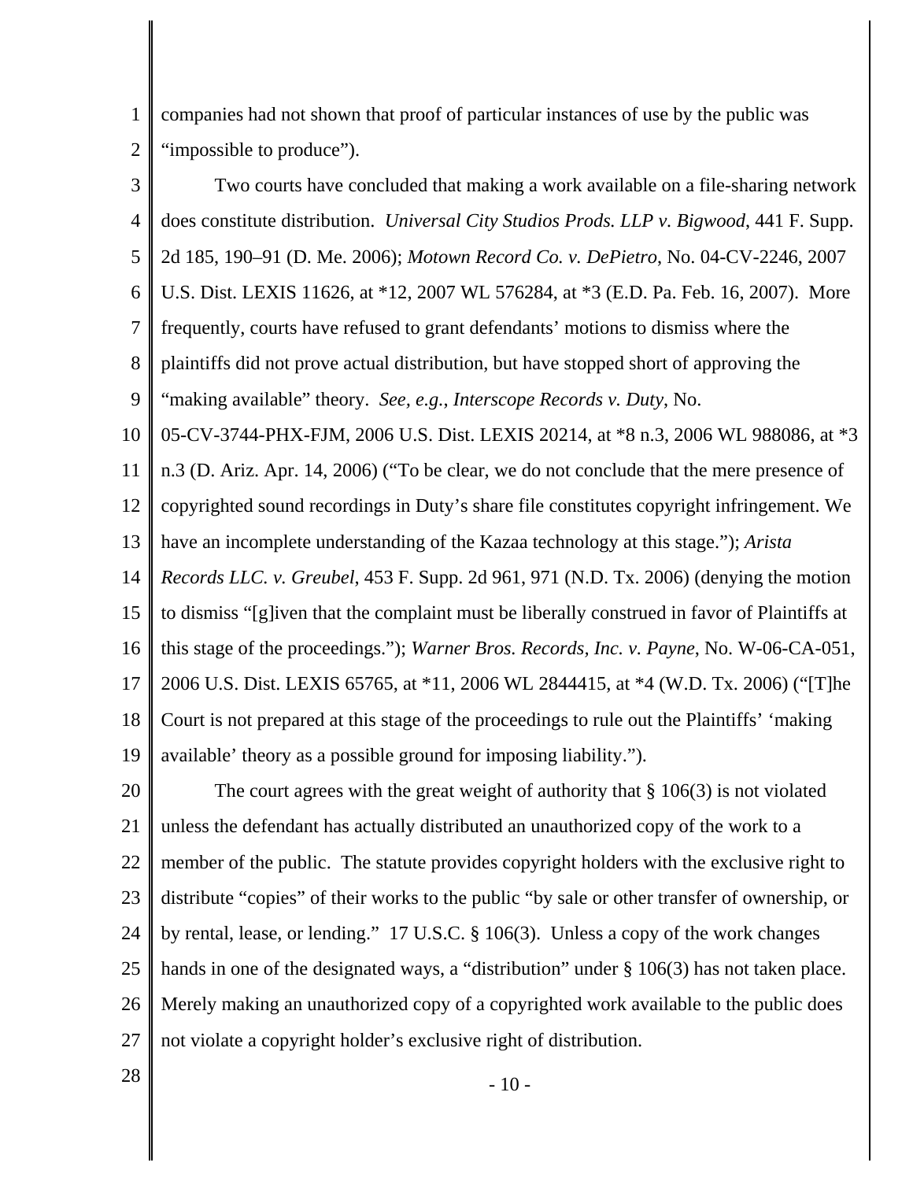companies had not shown that proof of particular instances of use by the public was "impossible to produce").

Two courts have concluded that making a work available on a file-sharing network does constitute distribution. *Universal City Studios Prods. LLP v. Bigwood*, 441 F. Supp. 2d 185, 190–91 (D. Me. 2006); *Motown Record Co. v. DePietro*, No. 04-CV-2246, 2007 U.S. Dist. LEXIS 11626, at *12, 2007 WL 576284, at *3 (E.D. Pa. Feb. 16, 2007). More frequently, courts have refused to grant defendants' motions to dismiss where the plaintiffs did not prove actual distribution, but have stopped short of approving the "making available" theory. *See, e.g.*, *Interscope Records v. Duty*, No. 05-CV-3744-PHX-FJM, 2006 U.S. Dist. LEXIS 20214, at *8 n.3, 2006 WL 988086, at *3 n.3 (D. Ariz. Apr. 14, 2006) ("To be clear, we do not conclude that the mere presence of copyrighted sound recordings in Duty's share file constitutes copyright infringement. We have an incomplete understanding of the Kazaa technology at this stage."); *Arista Records LLC. v. Greubel*, 453 F. Supp. 2d 961, 971 (N.D. Tx. 2006) (denying the motion to dismiss "[g]iven that the complaint must be liberally construed in favor of Plaintiffs at this stage of the proceedings."); *Warner Bros. Records, Inc. v. Payne*, No. W-06-CA-051, 2006 U.S. Dist. LEXIS 65765, at *11, 2006 WL 2844415, at *4 (W.D. Tx. 2006) ("[T]he Court is not prepared at this stage of the proceedings to rule out the Plaintiffs' 'making available' theory as a possible ground for imposing liability.").

The court agrees with the great weight of authority that § 106(3) is not violated unless the defendant has actually distributed an unauthorized copy of the work to a member of the public. The statute provides copyright holders with the exclusive right to distribute "copies" of their works to the public "by sale or other transfer of ownership, or by rental, lease, or lending." 17 U.S.C. § 106(3). Unless a copy of the work changes hands in one of the designated ways, a "distribution" under § 106(3) has not taken place. Merely making an unauthorized copy of a copyrighted work available to the public does not violate a copyright holder's exclusive right of distribution.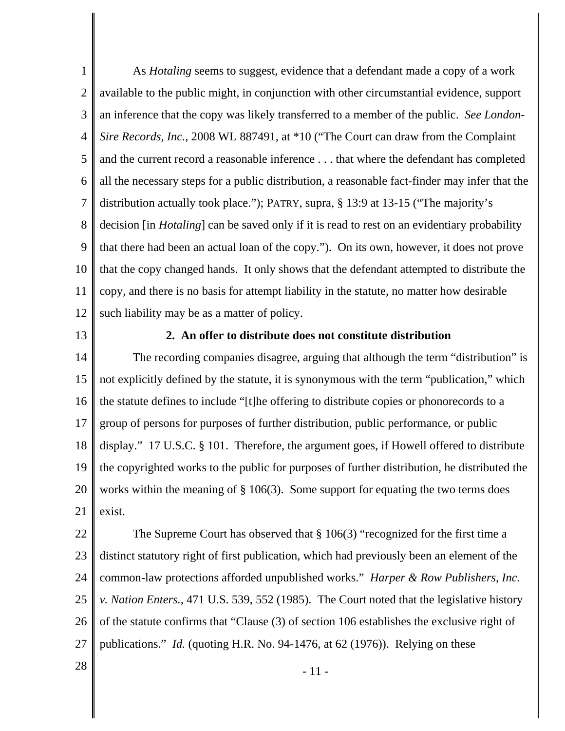As *Hotaling* seems to suggest, evidence that a defendant made a copy of a work available to the public might, in conjunction with other circumstantial evidence, support an inference that the copy was likely transferred to a member of the public. *See London-Sire Records, Inc.*, 2008 WL 887491, at *10 ("The Court can draw from the Complaint and the current record a reasonable inference . . . that where the defendant has completed all the necessary steps for a public distribution, a reasonable fact-finder may infer that the distribution actually took place."); PATRY, supra, § 13:9 at 13-15 ("The majority's decision [in *Hotaling*] can be saved only if it is read to rest on an evidentiary probability that there had been an actual loan of the copy."). On its own, however, it does not prove that the copy changed hands. It only shows that the defendant attempted to distribute the copy, and there is no basis for attempt liability in the statute, no matter how desirable such liability may be as a matter of policy.

**2. An offer to distribute does not constitute distribution**

The recording companies disagree, arguing that although the term "distribution" is not explicitly defined by the statute, it is synonymous with the term "publication," which the statute defines to include "[t]he offering to distribute copies or phonorecords to a group of persons for purposes of further distribution, public performance, or public display." 17 U.S.C. § 101. Therefore, the argument goes, if Howell offered to distribute the copyrighted works to the public for purposes of further distribution, he distributed the works within the meaning of § 106(3). Some support for equating the two terms does exist.

The Supreme Court has observed that § 106(3) "recognized for the first time a distinct statutory right of first publication, which had previously been an element of the common-law protections afforded unpublished works." *Harper & Row Publishers, Inc. v. Nation Enters.*, 471 U.S. 539, 552 (1985). The Court noted that the legislative history of the statute confirms that "Clause (3) of section 106 establishes the exclusive right of publications." *Id.* (quoting H.R. No. 94-1476, at 62 (1976)). Relying on these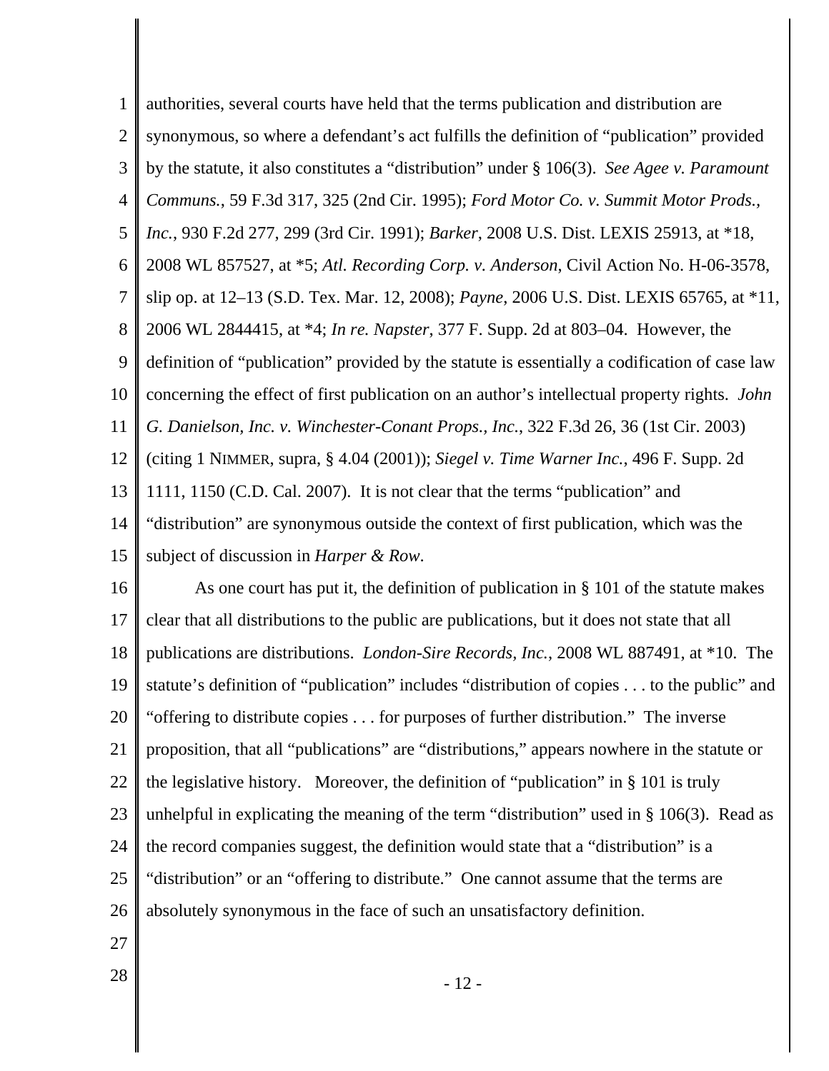authorities, several courts have held that the terms publication and distribution are synonymous, so where a defendant's act fulfills the definition of "publication" provided by the statute, it also constitutes a "distribution" under § 106(3). *See Agee v. Paramount Communs.*, 59 F.3d 317, 325 (2nd Cir. 1995); *Ford Motor Co. v. Summit Motor Prods., Inc.*, 930 F.2d 277, 299 (3rd Cir. 1991); *Barker*, 2008 U.S. Dist. LEXIS 25913, at *18, 2008 WL 857527, at *5; *Atl. Recording Corp. v. Anderson*, Civil Action No. H-06-3578, slip op. at 12–13 (S.D. Tex. Mar. 12, 2008); *Payne*, 2006 U.S. Dist. LEXIS 65765, at *11, 2006 WL 2844415, at *4; *In re. Napster*, 377 F. Supp. 2d at 803–04. However, the definition of "publication" provided by the statute is essentially a codification of case law concerning the effect of first publication on an author's intellectual property rights. *John G. Danielson, Inc. v. Winchester-Conant Props., Inc.*, 322 F.3d 26, 36 (1st Cir. 2003) (citing 1 NIMMER, supra, § 4.04 (2001)); *Siegel v. Time Warner Inc.*, 496 F. Supp. 2d 1111, 1150 (C.D. Cal. 2007). It is not clear that the terms "publication" and "distribution" are synonymous outside the context of first publication, which was the subject of discussion in *Harper & Row*.

As one court has put it, the definition of publication in § 101 of the statute makes clear that all distributions to the public are publications, but it does not state that all publications are distributions. *London-Sire Records, Inc.*, 2008 WL 887491, at *10. The statute's definition of "publication" includes "distribution of copies . . . to the public" and "offering to distribute copies . . . for purposes of further distribution." The inverse proposition, that all "publications" are "distributions," appears nowhere in the statute or the legislative history. Moreover, the definition of "publication" in § 101 is truly unhelpful in explicating the meaning of the term "distribution" used in § 106(3). Read as the record companies suggest, the definition would state that a "distribution" is a "distribution" or an "offering to distribute." One cannot assume that the terms are absolutely synonymous in the face of such an unsatisfactory definition.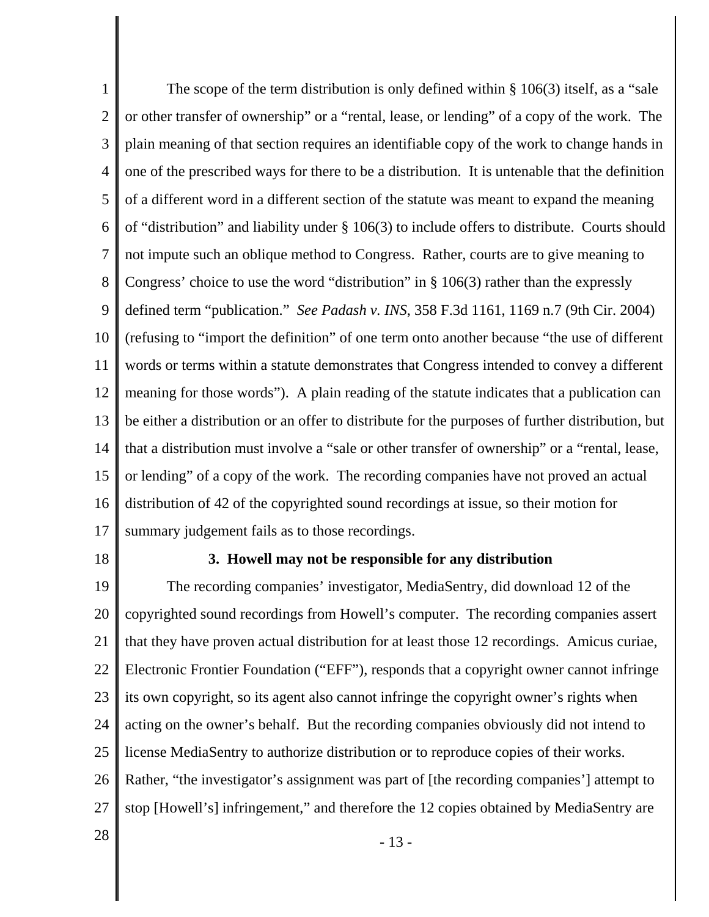The scope of the term distribution is only defined within § 106(3) itself, as a "sale or other transfer of ownership" or a "rental, lease, or lending" of a copy of the work. The plain meaning of that section requires an identifiable copy of the work to change hands in one of the prescribed ways for there to be a distribution. It is untenable that the definition of a different word in a different section of the statute was meant to expand the meaning of "distribution" and liability under § 106(3) to include offers to distribute. Courts should not impute such an oblique method to Congress. Rather, courts are to give meaning to Congress' choice to use the word "distribution" in § 106(3) rather than the expressly defined term "publication." *See Padash v. INS*, 358 F.3d 1161, 1169 n.7 (9th Cir. 2004) (refusing to "import the definition" of one term onto another because "the use of different words or terms within a statute demonstrates that Congress intended to convey a different meaning for those words"). A plain reading of the statute indicates that a publication can be either a distribution or an offer to distribute for the purposes of further distribution, but that a distribution must involve a "sale or other transfer of ownership" or a "rental, lease, or lending" of a copy of the work. The recording companies have not proved an actual distribution of 42 of the copyrighted sound recordings at issue, so their motion for summary judgement fails as to those recordings.

### 3. Howell may not be responsible for any distribution

The recording companies' investigator, MediaSentry, did download 12 of the copyrighted sound recordings from Howell's computer. The recording companies assert that they have proven actual distribution for at least those 12 recordings. Amicus curiae, Electronic Frontier Foundation ("EFF"), responds that a copyright owner cannot infringe its own copyright, so its agent also cannot infringe the copyright owner's rights when acting on the owner's behalf. But the recording companies obviously did not intend to license MediaSentry to authorize distribution or to reproduce copies of their works. Rather, "the investigator's assignment was part of [the recording companies'] attempt to stop [Howell's] infringement," and therefore the 12 copies obtained by MediaSentry are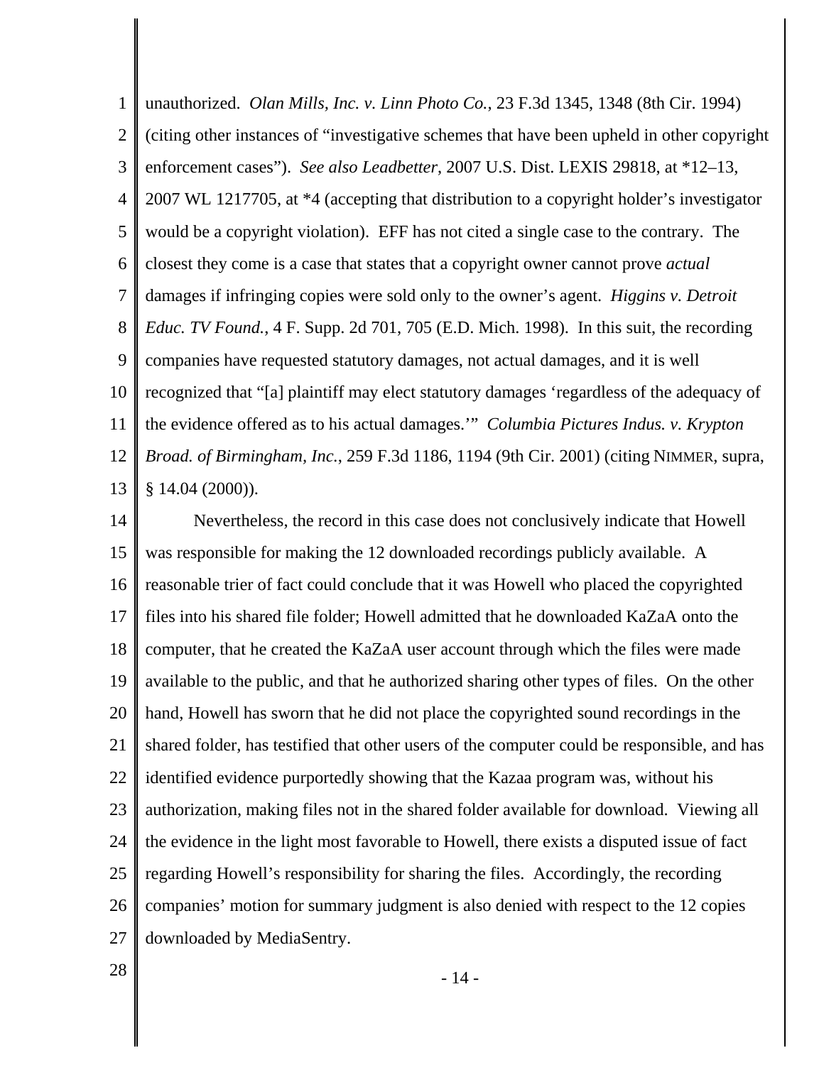unauthorized. *Olan Mills, Inc. v. Linn Photo Co.*, 23 F.3d 1345, 1348 (8th Cir. 1994) (citing other instances of "investigative schemes that have been upheld in other copyright enforcement cases"). *See also Leadbetter*, 2007 U.S. Dist. LEXIS 29818, at *12–13, 2007 WL 1217705, at *4 (accepting that distribution to a copyright holder's investigator would be a copyright violation). EFF has not cited a single case to the contrary. The closest they come is a case that states that a copyright owner cannot prove *actual* damages if infringing copies were sold only to the owner's agent. *Higgins v. Detroit Educ. TV Found.*, 4 F. Supp. 2d 701, 705 (E.D. Mich. 1998). In this suit, the recording companies have requested statutory damages, not actual damages, and it is well recognized that "[a] plaintiff may elect statutory damages 'regardless of the adequacy of the evidence offered as to his actual damages.'" *Columbia Pictures Indus. v. Krypton Broad. of Birmingham, Inc.*, 259 F.3d 1186, 1194 (9th Cir. 2001) (citing NIMMER, supra, § 14.04 (2000)).

Nevertheless, the record in this case does not conclusively indicate that Howell was responsible for making the 12 downloaded recordings publicly available. A reasonable trier of fact could conclude that it was Howell who placed the copyrighted files into his shared file folder; Howell admitted that he downloaded KaZaA onto the computer, that he created the KaZaA user account through which the files were made available to the public, and that he authorized sharing other types of files. On the other hand, Howell has sworn that he did not place the copyrighted sound recordings in the shared folder, has testified that other users of the computer could be responsible, and has identified evidence purportedly showing that the Kazaa program was, without his authorization, making files not in the shared folder available for download. Viewing all the evidence in the light most favorable to Howell, there exists a disputed issue of fact regarding Howell's responsibility for sharing the files. Accordingly, the recording companies' motion for summary judgment is also denied with respect to the 12 copies downloaded by MediaSentry.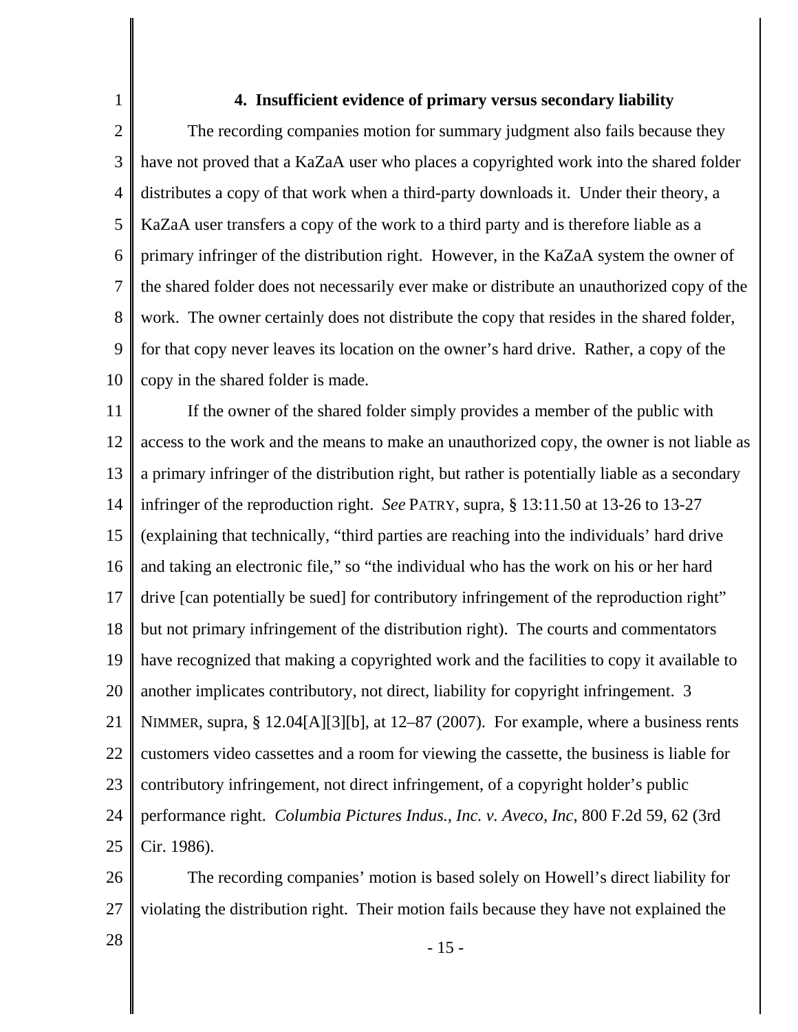### 4. Insufficient evidence of primary versus secondary liability

The recording companies motion for summary judgment also fails because they have not proved that a KaZaA user who places a copyrighted work into the shared folder distributes a copy of that work when a third-party downloads it. Under their theory, a KaZaA user transfers a copy of the work to a third party and is therefore liable as a primary infringer of the distribution right. However, in the KaZaA system the owner of the shared folder does not necessarily ever make or distribute an unauthorized copy of the work. The owner certainly does not distribute the copy that resides in the shared folder, for that copy never leaves its location on the owner's hard drive. Rather, a copy of the copy in the shared folder is made.

If the owner of the shared folder simply provides a member of the public with access to the work and the means to make an unauthorized copy, the owner is not liable as a primary infringer of the distribution right, but rather is potentially liable as a secondary infringer of the reproduction right. *See* PATRY, supra, § 13:11.50 at 13-26 to 13-27 (explaining that technically, "third parties are reaching into the individuals' hard drive and taking an electronic file," so "the individual who has the work on his or her hard drive [can potentially be sued] for contributory infringement of the reproduction right" but not primary infringement of the distribution right). The courts and commentators have recognized that making a copyrighted work and the facilities to copy it available to another implicates contributory, not direct, liability for copyright infringement. 3 NIMMER, supra, § 12.04[A][3][b], at 12–87 (2007). For example, where a business rents customers video cassettes and a room for viewing the cassette, the business is liable for contributory infringement, not direct infringement, of a copyright holder's public performance right. *Columbia Pictures Indus., Inc. v. Aveco, Inc*, 800 F.2d 59, 62 (3rd Cir. 1986).

The recording companies' motion is based solely on Howell's direct liability for violating the distribution right. Their motion fails because they have not explained the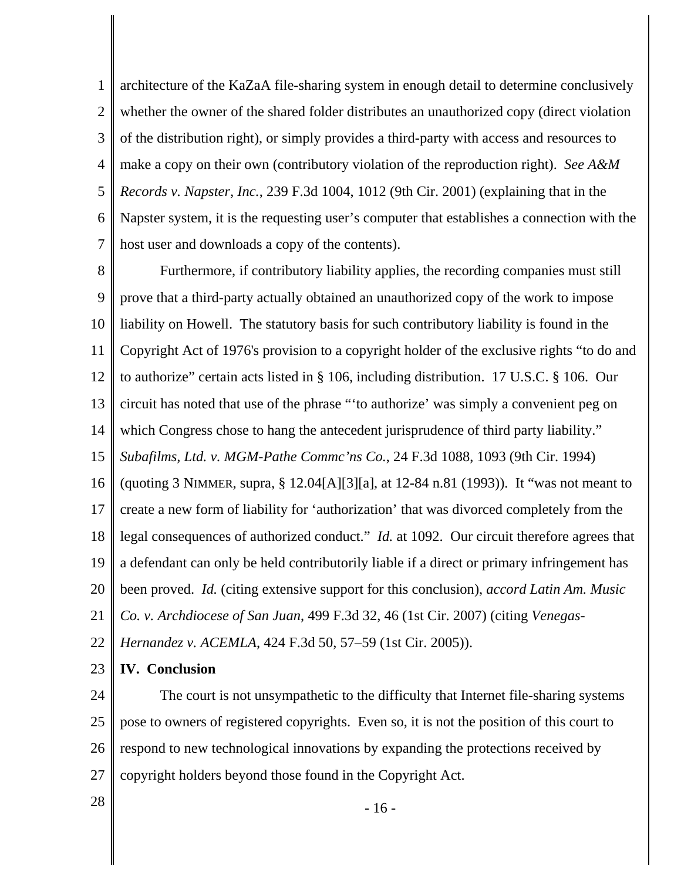architecture of the KaZaA file-sharing system in enough detail to determine conclusively whether the owner of the shared folder distributes an unauthorized copy (direct violation of the distribution right), or simply provides a third-party with access and resources to make a copy on their own (contributory violation of the reproduction right). *See A&M Records v. Napster, Inc.*, 239 F.3d 1004, 1012 (9th Cir. 2001) (explaining that in the Napster system, it is the requesting user's computer that establishes a connection with the host user and downloads a copy of the contents).

Furthermore, if contributory liability applies, the recording companies must still prove that a third-party actually obtained an unauthorized copy of the work to impose liability on Howell. The statutory basis for such contributory liability is found in the Copyright Act of 1976's provision to a copyright holder of the exclusive rights "to do and to authorize" certain acts listed in § 106, including distribution. 17 U.S.C. § 106. Our circuit has noted that use of the phrase "'to authorize' was simply a convenient peg on which Congress chose to hang the antecedent jurisprudence of third party liability." *Subafilms, Ltd. v. MGM-Pathe Commc'ns Co.*, 24 F.3d 1088, 1093 (9th Cir. 1994) (quoting 3 NIMMER, supra, § 12.04[A][3][a], at 12-84 n.81 (1993)). It "was not meant to create a new form of liability for 'authorization' that was divorced completely from the legal consequences of authorized conduct." *Id.* at 1092. Our circuit therefore agrees that a defendant can only be held contributorily liable if a direct or primary infringement has been proved. *Id.* (citing extensive support for this conclusion), *accord Latin Am. Music Co. v. Archdiocese of San Juan*, 499 F.3d 32, 46 (1st Cir. 2007) (citing *Venegas-Hernandez v. ACEMLA*, 424 F.3d 50, 57–59 (1st Cir. 2005)).

**IV. Conclusion**

The court is not unsympathetic to the difficulty that Internet file-sharing systems pose to owners of registered copyrights. Even so, it is not the position of this court to respond to new technological innovations by expanding the protections received by copyright holders beyond those found in the Copyright Act.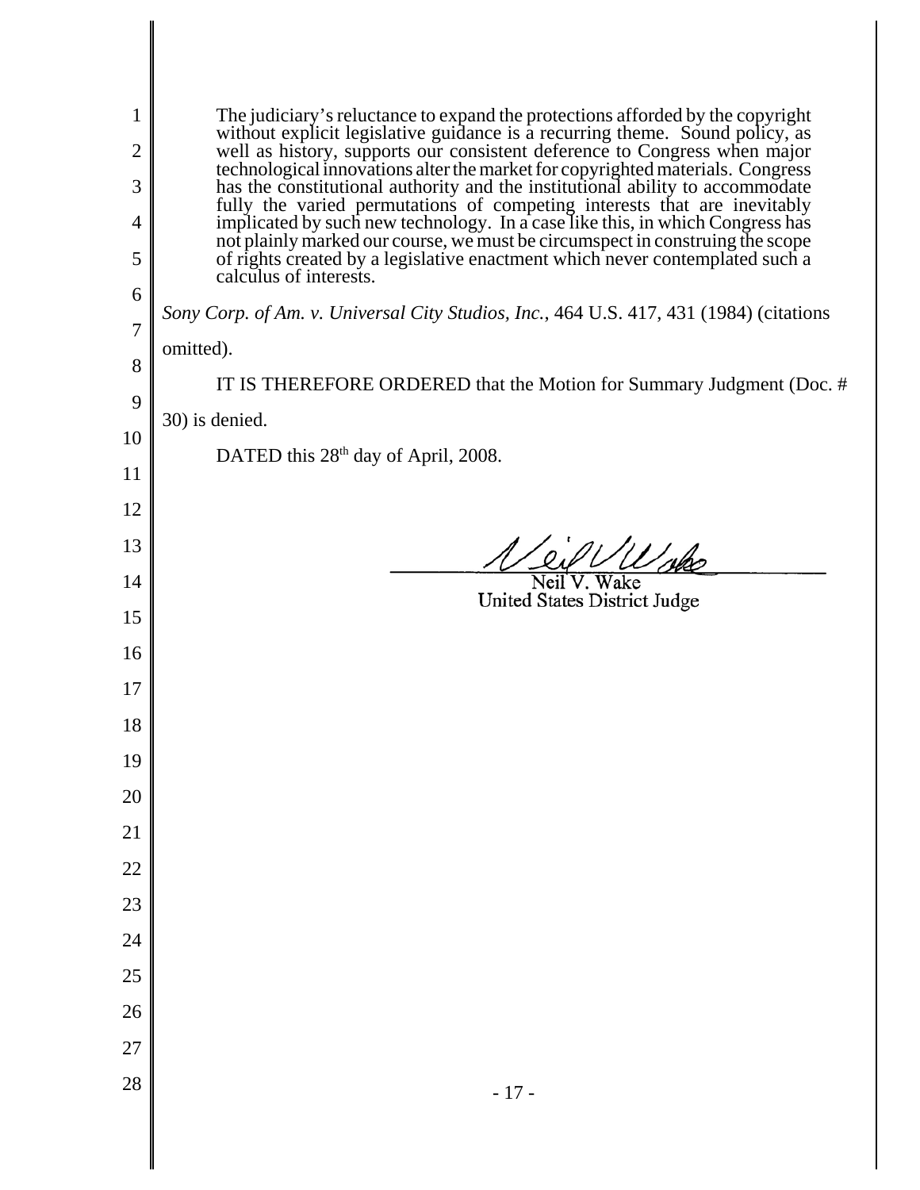> The judiciary's reluctance to expand the protections afforded by the copyright without explicit legislative guidance is a recurring theme. Sound policy, as well as history, supports our consistent deference to Congress when major technological innovations alter the market for copyrighted materials. Congress has the constitutional authority and the institutional ability to accommodate fully the varied permutations of competing interests that are inevitably implicated by such new technology. In a case like this, in which Congress has not plainly marked our course, we must be circumspect in construing the scope of rights created by a legislative enactment which never contemplated such a calculus of interests.

*Sony Corp. of Am. v. Universal City Studios, Inc.*, 464 U.S. 417, 431 (1984) (citations omitted).

IT IS THEREFORE ORDERED that the Motion for Summary Judgment (Doc. # 30) is denied.

DATED this 28th day of April, 2008.

Neil V. Wake
United States District Judge